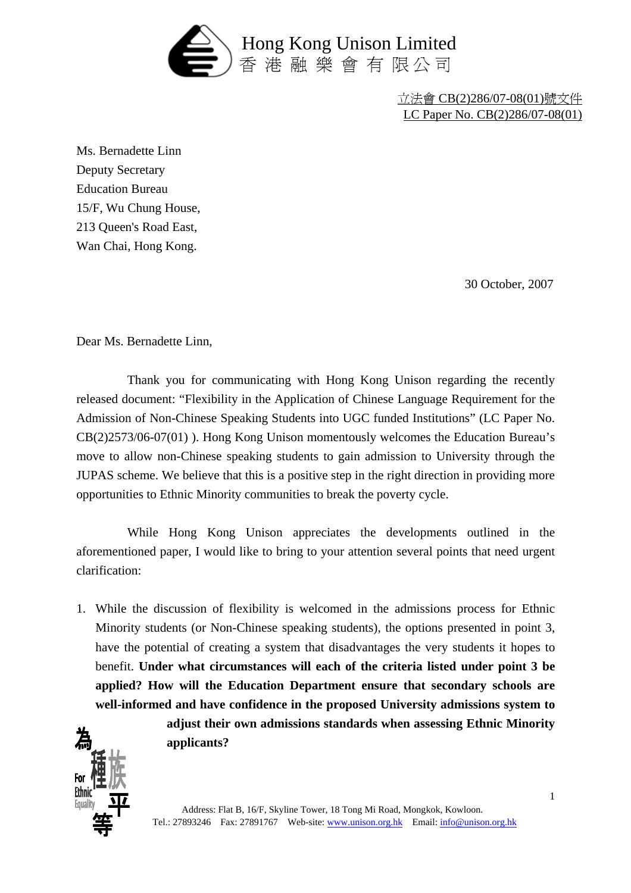Hong Kong Unison Limited
香港融樂會有限公司

立法會 CB(2)286/07-08(01)號文件
LC Paper No. CB(2)286/07-08(01)

Ms. Bernadette Linn
Deputy Secretary
Education Bureau
15/F, Wu Chung House,
213 Queen's Road East,
Wan Chai, Hong Kong.

30 October, 2007

Dear Ms. Bernadette Linn,

Thank you for communicating with Hong Kong Unison regarding the recently released document: "Flexibility in the Application of Chinese Language Requirement for the Admission of Non-Chinese Speaking Students into UGC funded Institutions" (LC Paper No. CB(2)2573/06-07(01) ). Hong Kong Unison momentously welcomes the Education Bureau's move to allow non-Chinese speaking students to gain admission to University through the JUPAS scheme. We believe that this is a positive step in the right direction in providing more opportunities to Ethnic Minority communities to break the poverty cycle.

While Hong Kong Unison appreciates the developments outlined in the aforementioned paper, I would like to bring to your attention several points that need urgent clarification:

1. While the discussion of flexibility is welcomed in the admissions process for Ethnic Minority students (or Non-Chinese speaking students), the options presented in point 3, have the potential of creating a system that disadvantages the very students it hopes to benefit. **Under what circumstances will each of the criteria listed under point 3 be applied? How will the Education Department ensure that secondary schools are well-informed and have confidence in the proposed University admissions system to adjust their own admissions standards when assessing Ethnic Minority applicants?**

為種族平等 For Ethnic Equality

Address: Flat B, 16/F, Skyline Tower, 18 Tong Mi Road, Mongkok, Kowloon.
Tel.: 27893246 Fax: 27891767 Web-site: www.unison.org.hk Email: info@unison.org.hk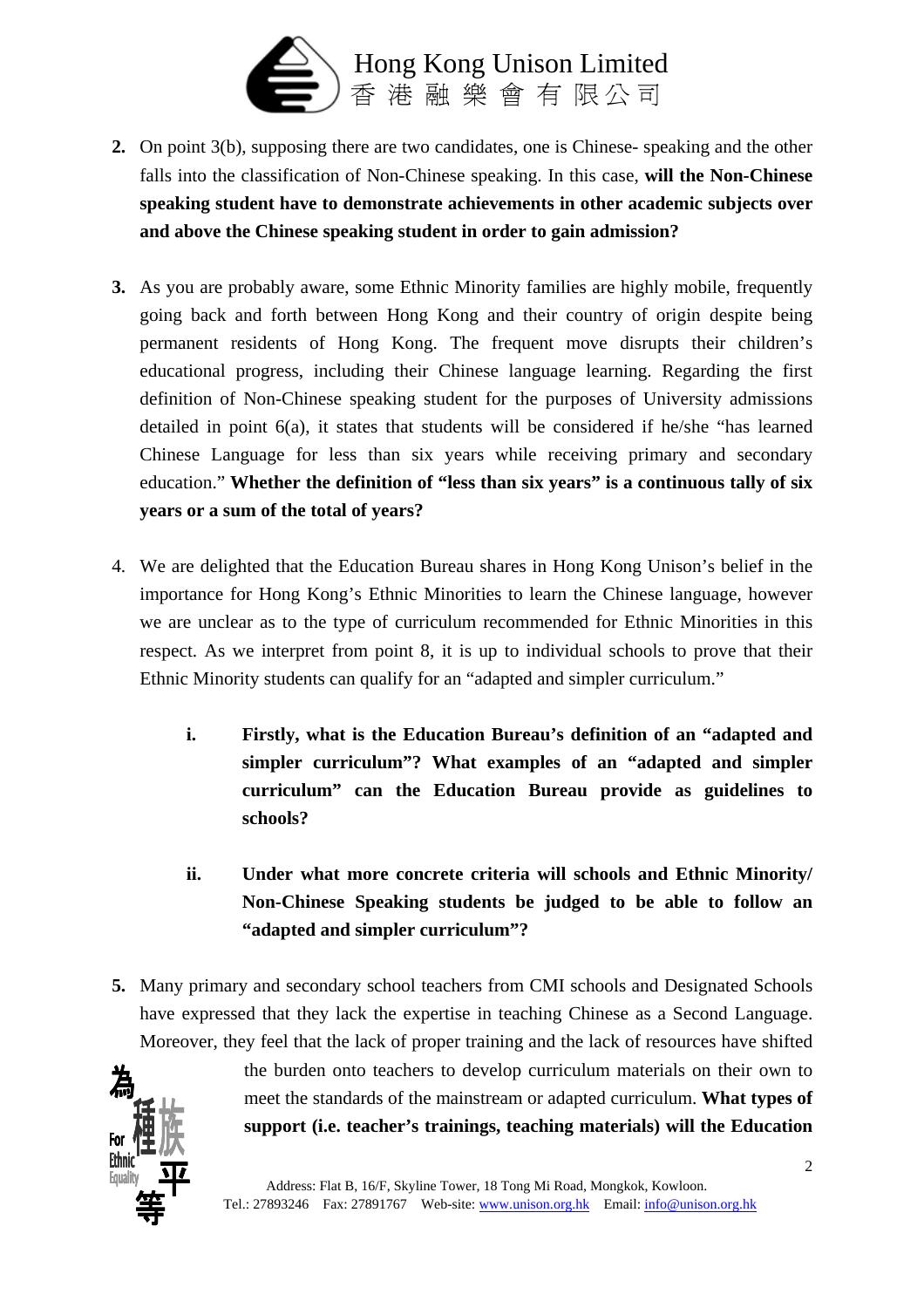2. On point 3(b), supposing there are two candidates, one is Chinese- speaking and the other falls into the classification of Non-Chinese speaking. In this case, **will the Non-Chinese speaking student have to demonstrate achievements in other academic subjects over and above the Chinese speaking student in order to gain admission?**

3. As you are probably aware, some Ethnic Minority families are highly mobile, frequently going back and forth between Hong Kong and their country of origin despite being permanent residents of Hong Kong. The frequent move disrupts their children's educational progress, including their Chinese language learning. Regarding the first definition of Non-Chinese speaking student for the purposes of University admissions detailed in point 6(a), it states that students will be considered if he/she "has learned Chinese Language for less than six years while receiving primary and secondary education." **Whether the definition of "less than six years" is a continuous tally of six years or a sum of the total of years?**

4. We are delighted that the Education Bureau shares in Hong Kong Unison's belief in the importance for Hong Kong's Ethnic Minorities to learn the Chinese language, however we are unclear as to the type of curriculum recommended for Ethnic Minorities in this respect. As we interpret from point 8, it is up to individual schools to prove that their Ethnic Minority students can qualify for an "adapted and simpler curriculum."

   i. **Firstly, what is the Education Bureau's definition of an "adapted and simpler curriculum"? What examples of an "adapted and simpler curriculum" can the Education Bureau provide as guidelines to schools?**

   ii. **Under what more concrete criteria will schools and Ethnic Minority/ Non-Chinese Speaking students be judged to be able to follow an "adapted and simpler curriculum"?**

5. Many primary and secondary school teachers from CMI schools and Designated Schools have expressed that they lack the expertise in teaching Chinese as a Second Language. Moreover, they feel that the lack of proper training and the lack of resources have shifted the burden onto teachers to develop curriculum materials on their own to meet the standards of the mainstream or adapted curriculum. **What types of support (i.e. teacher's trainings, teaching materials) will the Education**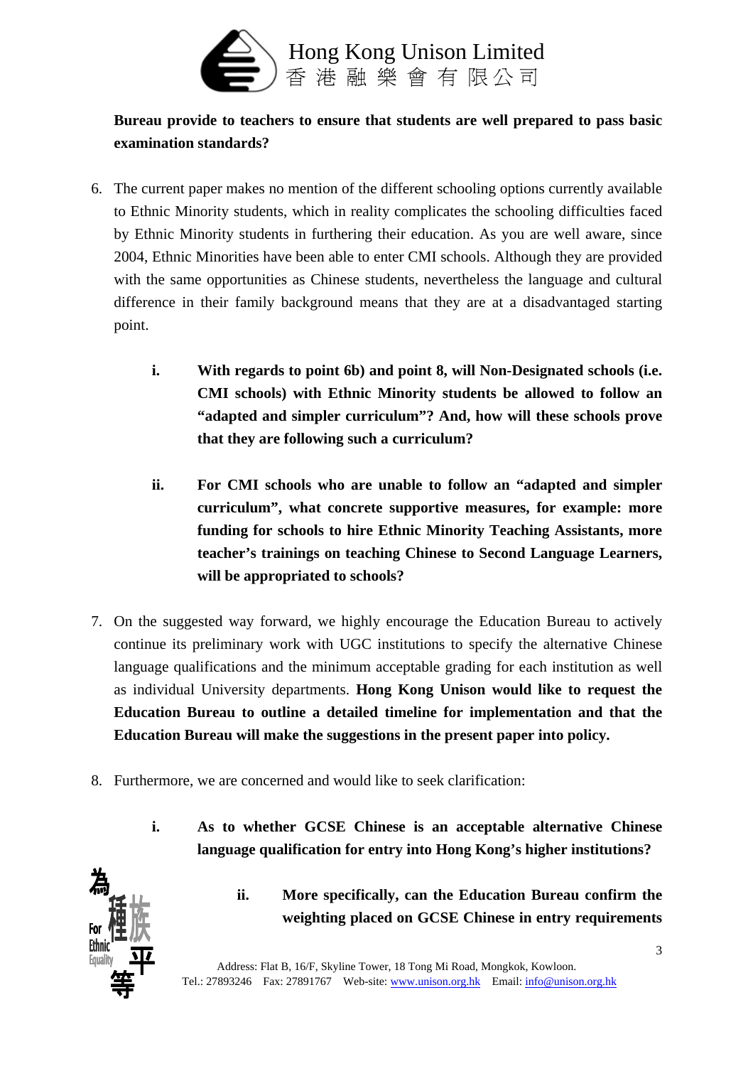**Bureau provide to teachers to ensure that students are well prepared to pass basic examination standards?**

6. The current paper makes no mention of the different schooling options currently available to Ethnic Minority students, which in reality complicates the schooling difficulties faced by Ethnic Minority students in furthering their education. As you are well aware, since 2004, Ethnic Minorities have been able to enter CMI schools. Although they are provided with the same opportunities as Chinese students, nevertheless the language and cultural difference in their family background means that they are at a disadvantaged starting point.

   i. **With regards to point 6b) and point 8, will Non-Designated schools (i.e. CMI schools) with Ethnic Minority students be allowed to follow an "adapted and simpler curriculum"? And, how will these schools prove that they are following such a curriculum?**

   ii. **For CMI schools who are unable to follow an "adapted and simpler curriculum", what concrete supportive measures, for example: more funding for schools to hire Ethnic Minority Teaching Assistants, more teacher's trainings on teaching Chinese to Second Language Learners, will be appropriated to schools?**

7. On the suggested way forward, we highly encourage the Education Bureau to actively continue its preliminary work with UGC institutions to specify the alternative Chinese language qualifications and the minimum acceptable grading for each institution as well as individual University departments. **Hong Kong Unison would like to request the Education Bureau to outline a detailed timeline for implementation and that the Education Bureau will make the suggestions in the present paper into policy.**

8. Furthermore, we are concerned and would like to seek clarification:

   i. **As to whether GCSE Chinese is an acceptable alternative Chinese language qualification for entry into Hong Kong's higher institutions?**

      ii. **More specifically, can the Education Bureau confirm the weighting placed on GCSE Chinese in entry requirements**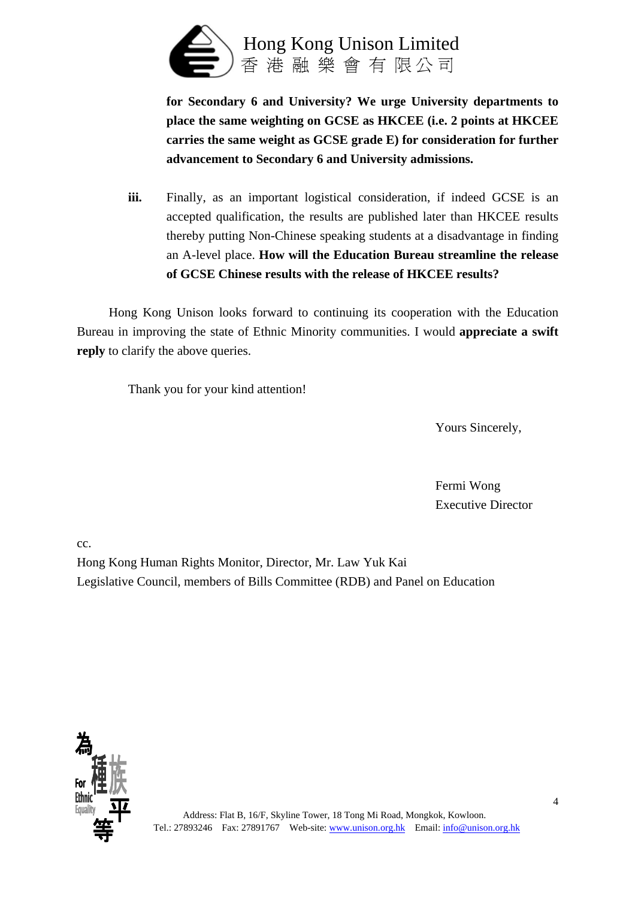**for Secondary 6 and University? We urge University departments to place the same weighting on GCSE as HKCEE (i.e. 2 points at HKCEE carries the same weight as GCSE grade E) for consideration for further advancement to Secondary 6 and University admissions.**

**iii.** Finally, as an important logistical consideration, if indeed GCSE is an accepted qualification, the results are published later than HKCEE results thereby putting Non-Chinese speaking students at a disadvantage in finding an A-level place. **How will the Education Bureau streamline the release of GCSE Chinese results with the release of HKCEE results?**

Hong Kong Unison looks forward to continuing its cooperation with the Education Bureau in improving the state of Ethnic Minority communities. I would **appreciate a swift reply** to clarify the above queries.

Thank you for your kind attention!

Yours Sincerely,

Fermi Wong
Executive Director

cc.
Hong Kong Human Rights Monitor, Director, Mr. Law Yuk Kai
Legislative Council, members of Bills Committee (RDB) and Panel on Education